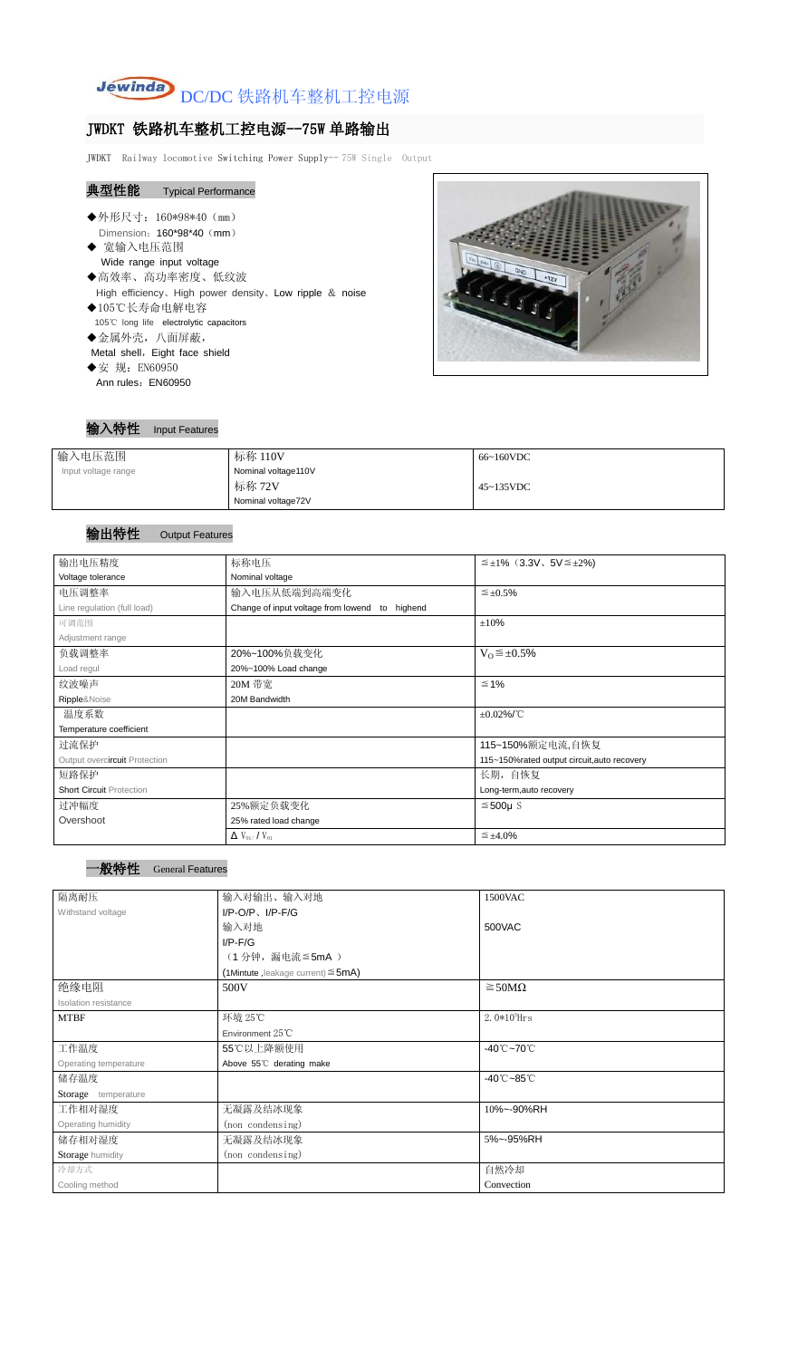Jewinda DC/DC 铁路机车整机工控电源

# JWDKT 铁路机车整机工控电源--75W 单路输出

JWDKT Railway locomotive Switching Power Supply-- 75W Single Output

## 典型性能 Typical Performance

- ◆外形尺寸：160*98*40（mm）
  Dimension：160*98*40（mm）
- ◆ 宽输入电压范围
  Wide range input voltage
- ◆高效率、高功率密度、低纹波
  High efficiency、High power density、Low ripple ＆ noise
- ◆105℃长寿命电解电容
  105℃ long life electrolytic capacitors
- ◆金属外壳，八面屏蔽，
  Metal shell，Eight face shield
- ◆安 规：EN60950
  Ann rules：EN60950

## 输入特性 Input Features

| 输入电压范围<br>Input voltage range | 标称 110V<br>Nominal voltage110V | 66~160VDC |
|---|---|---|
| | 标称 72V<br>Nominal voltage72V | 45~135VDC |

## 输出特性 Output Features

| 输出电压精度<br>Voltage tolerance | 标称电压<br>Nominal voltage | ≦±1%（3.3V、5V≦±2%) |
|---|---|---|
| 电压调整率<br>Line regulation (full load) | 输入电压从低端到高端变化<br>Change of input voltage from lowend to highend | ≦±0.5% |
| 可调范围<br>Adjustment range | | ±10% |
| 负载调整率<br>Load regul | 20%~100%负载变化<br>20%~100% Load change | $V_O$≦±0.5% |
| 纹波噪声<br>Ripple&Noise | 20M 带宽<br>20M Bandwidth | ≦1% |
| 温度系数<br>Temperature coefficient | | ±0.02%/℃ |
| 过流保护<br>Output overcircuit Protection | | 115~150%额定电流,自恢复<br>115~150%rated output circuit,auto recovery |
| 短路保护<br>Short Circuit Protection | | 长期，自恢复<br>Long-term,auto recovery |
| 过冲幅度<br>Overshoot | 25%额定负载变化<br>25% rated load change | ≦500μ S |
| | $\Delta V_{01}/V_{01}$ | ≦±4.0% |

## 一般特性 General Features

| 隔离耐压<br>Withstand voltage | 输入对输出、输入对地<br>I/P-O/P、I/P-F/G | 1500VAC |
|---|---|---|
| | 输入对地<br>I/P-F/G<br>（1 分钟，漏电流≦5mA ）<br>(1Mintute ,leakage current) ≦5mA) | 500VAC |
| 绝缘电阻<br>Isolation resistance | 500V | ≧50MΩ |
| MTBF | 环境 25℃<br>Environment 25℃ | 2.0*10⁵Hrs |
| 工作温度<br>Operating temperature | 55℃以上降额使用<br>Above 55℃ derating make | -40℃~70℃ |
| 储存温度<br>Storage temperature | | -40℃~85℃ |
| 工作相对湿度<br>Operating humidity | 无凝露及结冰现象<br>(non condensing) | 10%~-90%RH |
| 储存相对湿度<br>Storage humidity | 无凝露及结冰现象<br>(non condensing) | 5%~-95%RH |
| 冷却方式<br>Cooling method | | 自然冷却<br>Convection |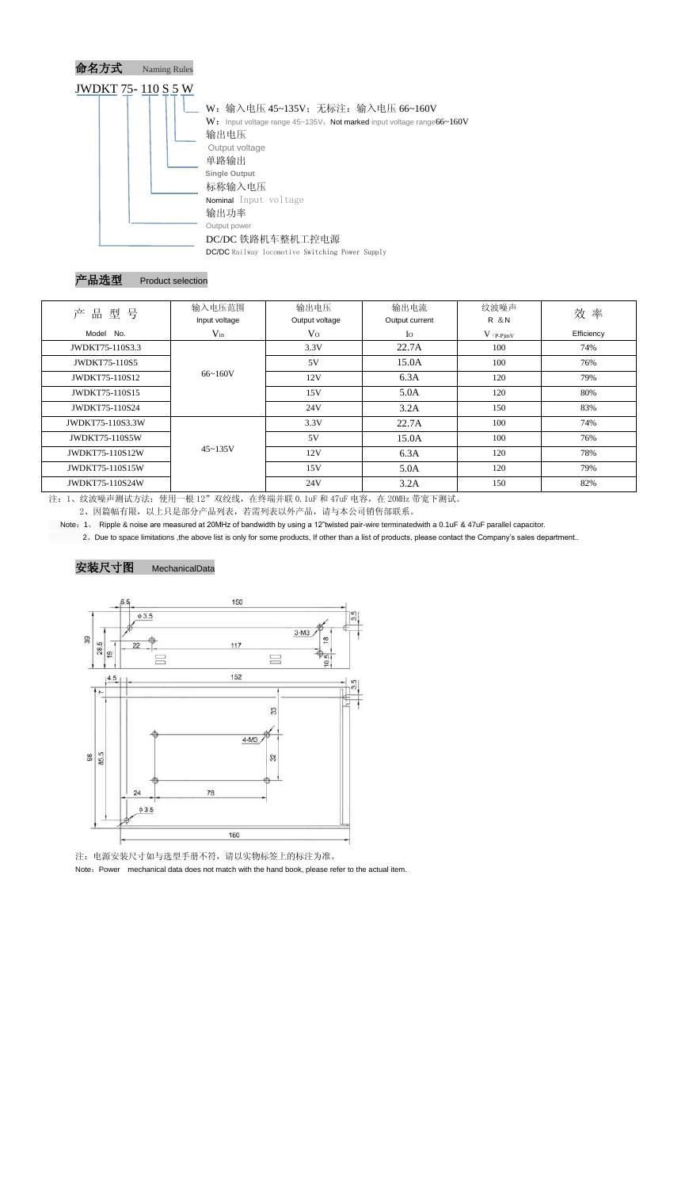## 命名方式 Naming Rules

JWDKT 75- 110 S 5 W

- W：输入电压 45~135V；无标注：输入电压 66~160V
  W：Input voltage range 45~135V；Not marked input voltage range66~160V
- 输出电压
  Output voltage
- 单路输出
  Single Output
- 标称输入电压
  Nominal Input voltage
- 输出功率
  Output power
- DC/DC 铁路机车整机工控电源
  DC/DC Railway locomotive Switching Power Supply

## 产品选型 Product selection

| 产 品 型 号<br>Model No. | 输入电压范围<br>Input voltage<br>Vin | 输出电压<br>Output voltage<br>Vo | 输出电流<br>Output current<br>Io | 纹波噪声<br>R &N<br>V (P-P)mV | 效 率<br>Efficiency |
|---|---|---|---|---|---|
| JWDKT75-110S3.3 | 66~160V | 3.3V | 22.7A | 100 | 74% |
| JWDKT75-110S5 | | 5V | 15.0A | 100 | 76% |
| JWDKT75-110S12 | | 12V | 6.3A | 120 | 79% |
| JWDKT75-110S15 | | 15V | 5.0A | 120 | 80% |
| JWDKT75-110S24 | | 24V | 3.2A | 150 | 83% |
| JWDKT75-110S3.3W | 45~135V | 3.3V | 22.7A | 100 | 74% |
| JWDKT75-110S5W | | 5V | 15.0A | 100 | 76% |
| JWDKT75-110S12W | | 12V | 6.3A | 120 | 78% |
| JWDKT75-110S15W | | 15V | 5.0A | 120 | 79% |
| JWDKT75-110S24W | | 24V | 3.2A | 150 | 82% |

注：1、纹波噪声测试方法：使用一根 12” 双绞线，在终端并联 0.1uF 和 47uF 电容，在 20MHz 带宽下测试。

2、因篇幅有限，以上只是部分产品列表，若需列表以外产品，请与本公司销售部联系。

Note：1、 Ripple & noise are measured at 20MHz of bandwidth by using a 12"twisted pair-wire terminatedwith a 0.1uF & 47uF parallel capacitor.

2、Due to space limitations ,the above list is only for some products, If other than a list of products, please contact the Company's sales department..

## 安装尺寸图 MechanicalData

6.5
150
φ3.5
3.5
3-M3
39
28.5
19
22
117
18
10.5
4.5
152
3.5
7
33
4-M3
98
85.5
32
24
78
φ3.5
160

注：电源安装尺寸如与选型手册不符，请以实物标签上的标注为准。

Note：Power mechanical data does not match with the hand book, please refer to the actual item.